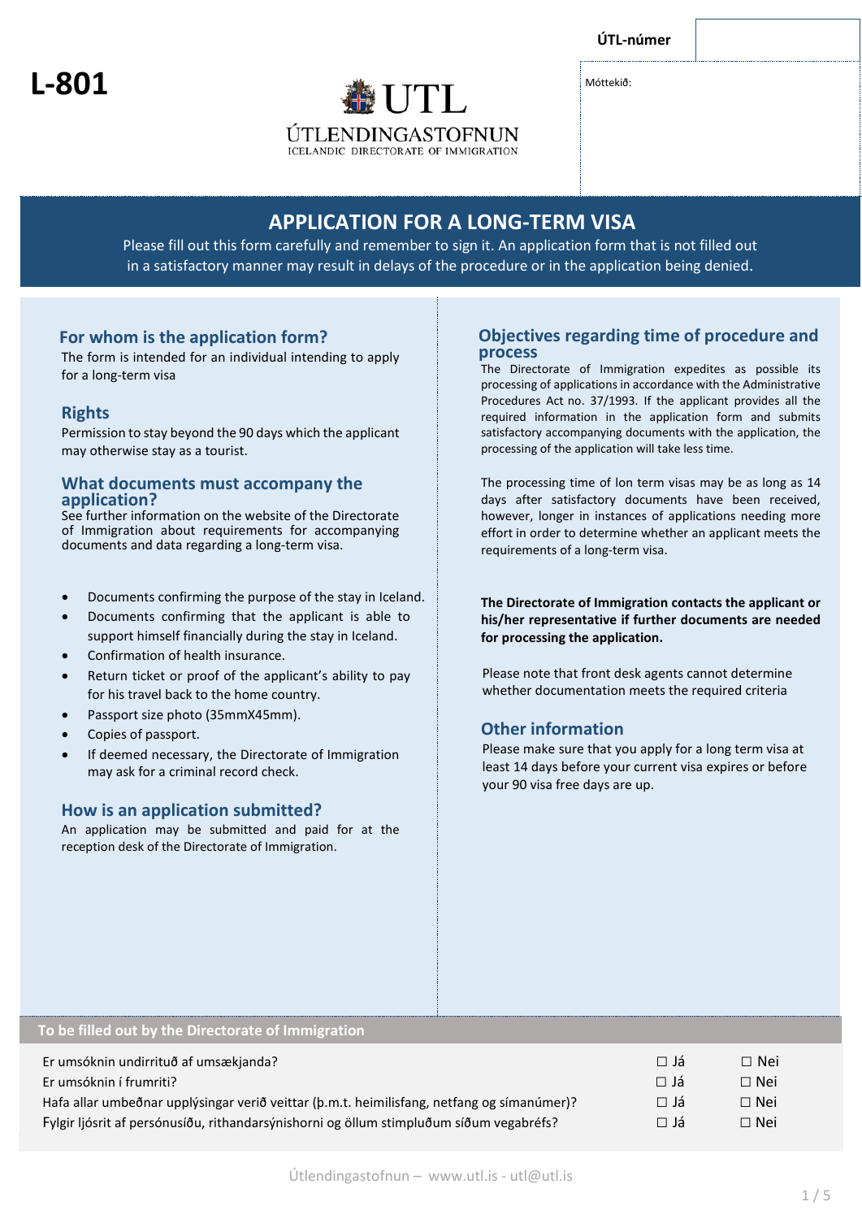**L-801**

UTL
ÚTLENDINGASTOFNUN
ICELANDIC DIRECTORATE OF IMMIGRATION

| ÚTL-númer | |
|---|---|
| Móttekið: | |

# APPLICATION FOR A LONG-TERM VISA

Please fill out this form carefully and remember to sign it. An application form that is not filled out in a satisfactory manner may result in delays of the procedure or in the application being denied.

## For whom is the application form?

The form is intended for an individual intending to apply for a long-term visa

## Rights

Permission to stay beyond the 90 days which the applicant may otherwise stay as a tourist.

## What documents must accompany the application?

See further information on the website of the Directorate of Immigration about requirements for accompanying documents and data regarding a long-term visa.

- Documents confirming the purpose of the stay in Iceland.
- Documents confirming that the applicant is able to support himself financially during the stay in Iceland.
- Confirmation of health insurance.
- Return ticket or proof of the applicant's ability to pay for his travel back to the home country.
- Passport size photo (35mmX45mm).
- Copies of passport.
- If deemed necessary, the Directorate of Immigration may ask for a criminal record check.

## How is an application submitted?

An application may be submitted and paid for at the reception desk of the Directorate of Immigration.

## Objectives regarding time of procedure and process

The Directorate of Immigration expedites as possible its processing of applications in accordance with the Administrative Procedures Act no. 37/1993. If the applicant provides all the required information in the application form and submits satisfactory accompanying documents with the application, the processing of the application will take less time.

The processing time of lon term visas may be as long as 14 days after satisfactory documents have been received, however, longer in instances of applications needing more effort in order to determine whether an applicant meets the requirements of a long-term visa.

**The Directorate of Immigration contacts the applicant or his/her representative if further documents are needed for processing the application.**

Please note that front desk agents cannot determine whether documentation meets the required criteria

## Other information

Please make sure that you apply for a long term visa at least 14 days before your current visa expires or before your 90 visa free days are up.

**To be filled out by the Directorate of Immigration**

| | | |
|---|---|---|
| Er umsóknin undirrituð af umsækjanda? | ☐ Já | ☐ Nei |
| Er umsóknin í frumriti? | ☐ Já | ☐ Nei |
| Hafa allar umbeðnar upplýsingar verið veittar (þ.m.t. heimilisfang, netfang og símanúmer)? | ☐ Já | ☐ Nei |
| Fylgir ljósrit af persónusíðu, rithandarsýnishorni og öllum stimpluðum síðum vegabréfs? | ☐ Já | ☐ Nei |

Útlendingastofnun – www.utl.is - utl@utl.is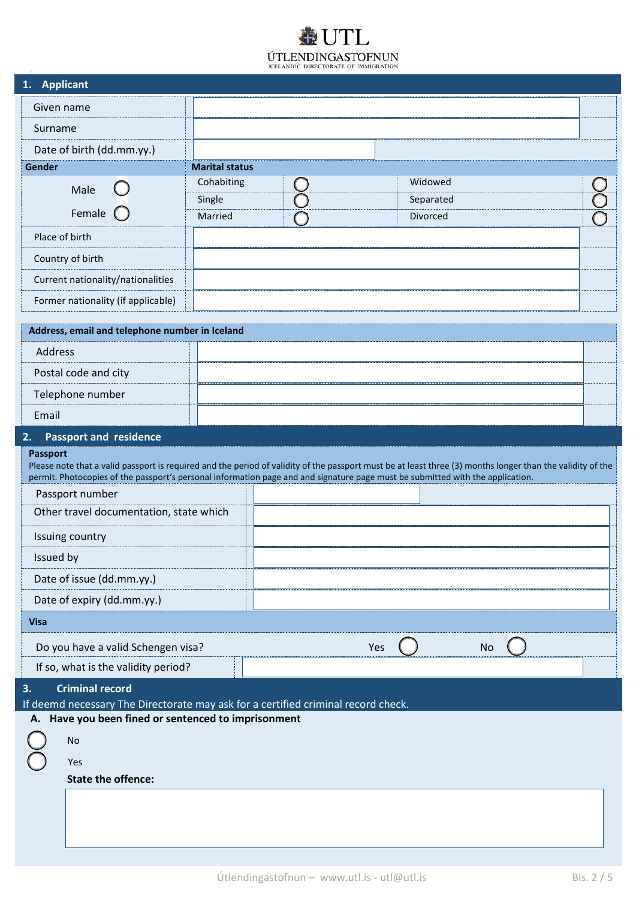ÚTLENDINGASTOFNUN
ICELANDIC DIRECTORATE OF IMMIGRATION

## 1. Applicant

| | |
|---|---|
| Given name | |
| Surname | |
| Date of birth (dd.mm.yy.) | |

| Gender | Marital status | | | |
|---|---|---|---|---|
| Male ◯ | Cohabiting | ◯ | Widowed | ◯ |
| Female ◯ | Single | ◯ | Separated | ◯ |
| | Married | ◯ | Divorced | ◯ |

| | |
|---|---|
| Place of birth | |
| Country of birth | |
| Current nationality/nationalities | |
| Former nationality (if applicable) | |

**Address, email and telephone number in Iceland**

| | |
|---|---|
| Address | |
| Postal code and city | |
| Telephone number | |
| Email | |

## 2. Passport and residence

**Passport**

Please note that a valid passport is required and the period of validity of the passport must be at least three (3) months longer than the validity of the permit. Photocopies of the passport's personal information page and and signature page must be submitted with the application.

| | |
|---|---|
| Passport number | |
| Other travel documentation, state which | |
| Issuing country | |
| Issued by | |
| Date of issue (dd.mm.yy.) | |
| Date of expiry (dd.mm.yy.) | |

**Visa**

Do you have a valid Schengen visa? Yes ◯ No ◯

If so, what is the validity period?

## 3. Criminal record

If deemd necessary The Directorate may ask for a certified criminal record check.

**A. Have you been fined or sentenced to imprisonment**

◯ No

◯ Yes

**State the offence:**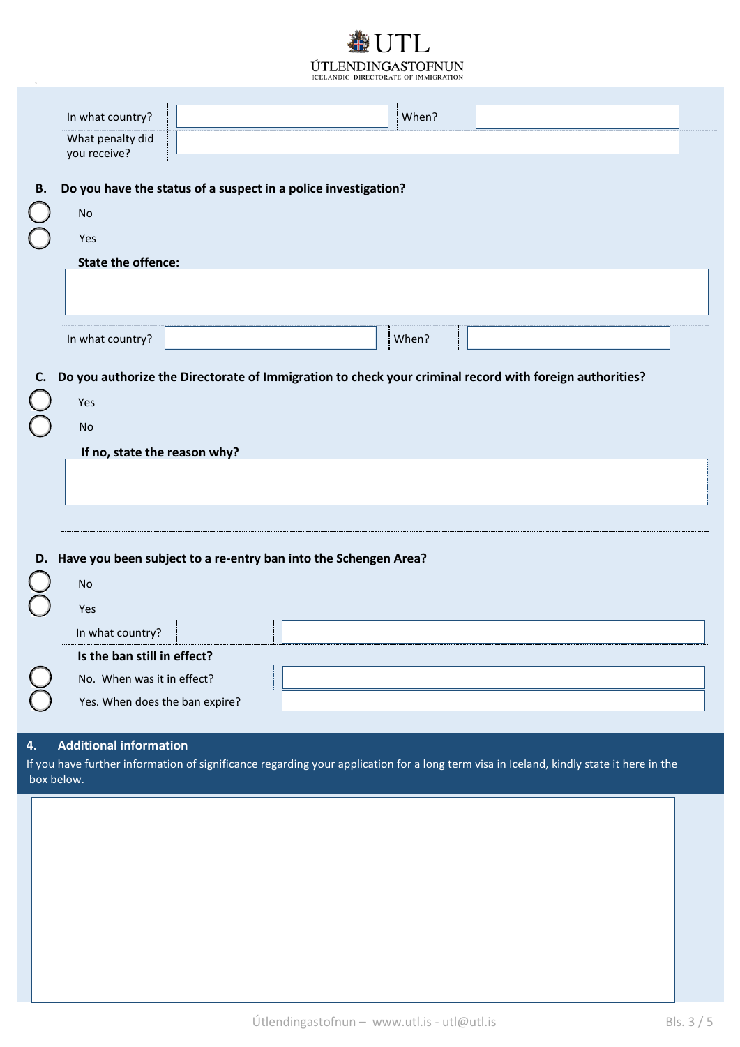| In what country? | | When? | |
|---|---|---|---|
| What penalty did you receive? | | | |

**B. Do you have the status of a suspect in a police investigation?**

○ No

○ Yes

**State the offence:**

| In what country? | | When? | |
|---|---|---|---|

**C. Do you authorize the Directorate of Immigration to check your criminal record with foreign authorities?**

○ Yes

○ No

**If no, state the reason why?**

**D. Have you been subject to a re-entry ban into the Schengen Area?**

○ No

○ Yes

| In what country? | |
|---|---|

**Is the ban still in effect?**

○ No. When was it in effect?

○ Yes. When does the ban expire?

## 4. Additional information

If you have further information of significance regarding your application for a long term visa in Iceland, kindly state it here in the box below.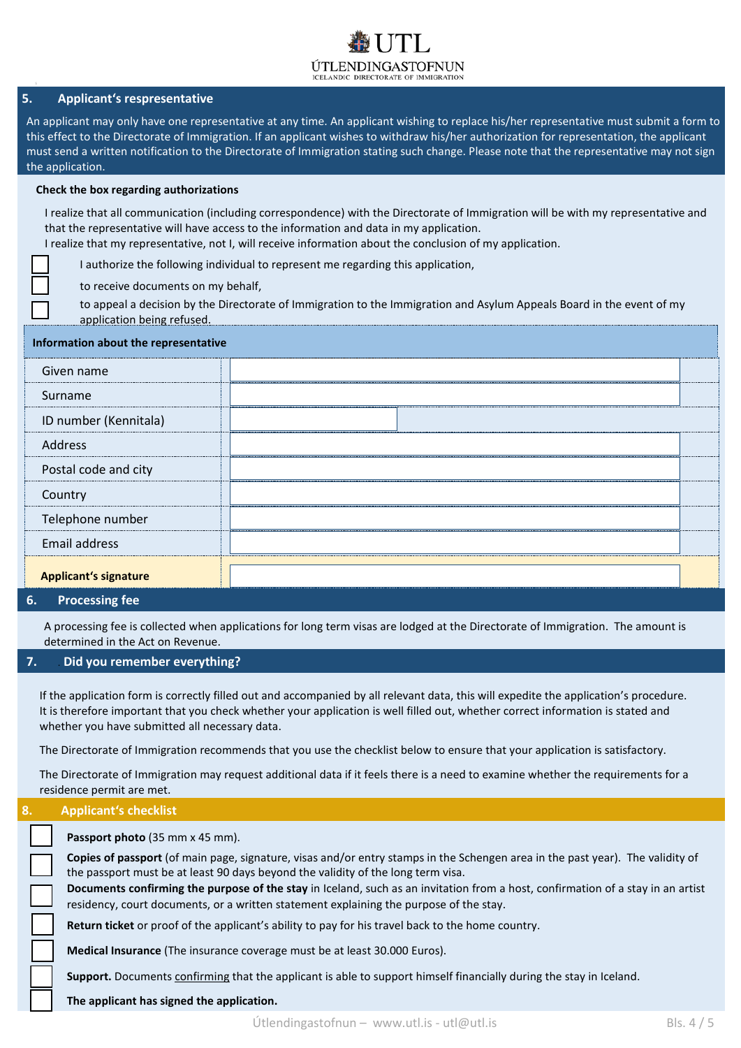ÚTLENDINGASTOFNUN
ICELANDIC DIRECTORATE OF IMMIGRATION

## 5. Applicant's representative

An applicant may only have one representative at any time. An applicant wishing to replace his/her representative must submit a form to this effect to the Directorate of Immigration. If an applicant wishes to withdraw his/her authorization for representation, the applicant must send a written notification to the Directorate of Immigration stating such change. Please note that the representative may not sign the application.

**Check the box regarding authorizations**

I realize that all communication (including correspondence) with the Directorate of Immigration will be with my representative and that the representative will have access to the information and data in my application.
I realize that my representative, not I, will receive information about the conclusion of my application.

- ☐ I authorize the following individual to represent me regarding this application,
- ☐ to receive documents on my behalf,
- ☐ to appeal a decision by the Directorate of Immigration to the Immigration and Asylum Appeals Board in the event of my application being refused.

**Information about the representative**

| Field | |
|---|---|
| Given name | |
| Surname | |
| ID number (Kennitala) | |
| Address | |
| Postal code and city | |
| Country | |
| Telephone number | |
| Email address | |
| **Applicant's signature** | |

## 6. Processing fee

A processing fee is collected when applications for long term visas are lodged at the Directorate of Immigration. The amount is determined in the Act on Revenue.

## 7. Did you remember everything?

If the application form is correctly filled out and accompanied by all relevant data, this will expedite the application's procedure. It is therefore important that you check whether your application is well filled out, whether correct information is stated and whether you have submitted all necessary data.

The Directorate of Immigration recommends that you use the checklist below to ensure that your application is satisfactory.

The Directorate of Immigration may request additional data if it feels there is a need to examine whether the requirements for a residence permit are met.

## 8. Applicant's checklist

- ☐ **Passport photo** (35 mm x 45 mm).
- ☐ **Copies of passport** (of main page, signature, visas and/or entry stamps in the Schengen area in the past year). The validity of the passport must be at least 90 days beyond the validity of the long term visa.
- ☐ **Documents confirming the purpose of the stay** in Iceland, such as an invitation from a host, confirmation of a stay in an artist residency, court documents, or a written statement explaining the purpose of the stay.
- ☐ **Return ticket** or proof of the applicant's ability to pay for his travel back to the home country.
- ☐ **Medical Insurance** (The insurance coverage must be at least 30.000 Euros).
- ☐ **Support.** Documents confirming that the applicant is able to support himself financially during the stay in Iceland.
- ☐ **The applicant has signed the application.**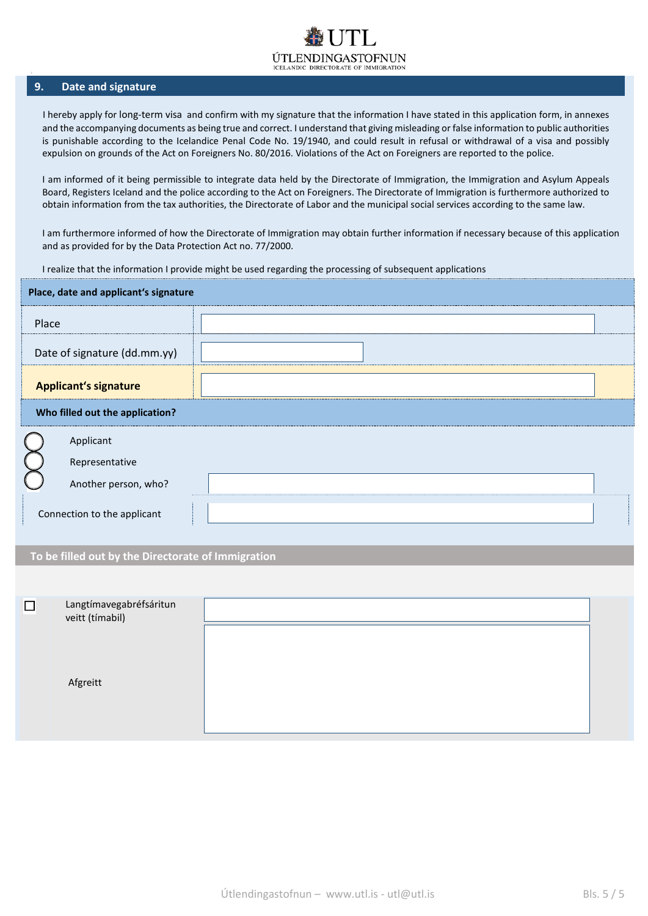## 9. Date and signature

I hereby apply for long-term visa and confirm with my signature that the information I have stated in this application form, in annexes and the accompanying documents as being true and correct. I understand that giving misleading or false information to public authorities is punishable according to the Icelandice Penal Code No. 19/1940, and could result in refusal or withdrawal of a visa and possibly expulsion on grounds of the Act on Foreigners No. 80/2016. Violations of the Act on Foreigners are reported to the police.

I am informed of it being permissible to integrate data held by the Directorate of Immigration, the Immigration and Asylum Appeals Board, Registers Iceland and the police according to the Act on Foreigners. The Directorate of Immigration is furthermore authorized to obtain information from the tax authorities, the Directorate of Labor and the municipal social services according to the same law.

I am furthermore informed of how the Directorate of Immigration may obtain further information if necessary because of this application and as provided for by the Data Protection Act no. 77/2000.

I realize that the information I provide might be used regarding the processing of subsequent applications

| Place, date and applicant's signature | |
|---|---|
| Place | |
| Date of signature (dd.mm.yy) | |
| **Applicant's signature** | |

**Who filled out the application?**

- ◯ Applicant
- ◯ Representative
- ◯ Another person, who? ______

Connection to the applicant ______

### To be filled out by the Directorate of Immigration

| | | |
|---|---|---|
| ☐ | Langtímavegabréfsáritun veitt (tímabil) | |
| | Afgreitt | |